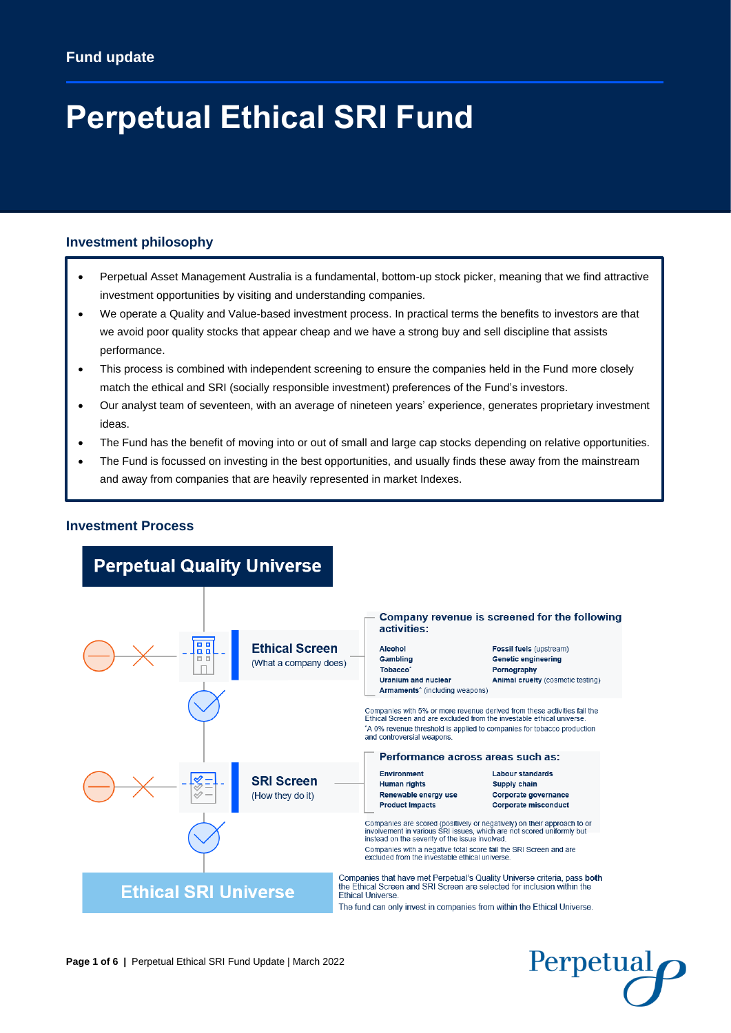Fund update

# Perpetual Ethical SRI Fund

## Investment philosophy

- Perpetual Asset Management Australia is a fundamental, bottom-up stock picker, meaning that we find attractive investment opportunities by visiting and understanding companies.
- We operate a Quality and Value-based investment process. In practical terms the benefits to investors are that we avoid poor quality stocks that appear cheap and we have a strong buy and sell discipline that assists performance.
- This process is combined with independent screening to ensure the companies held in the Fund more closely match the ethical and SRI (socially responsible investment) preferences of the Fund's investors.
- Our analyst team of seventeen, with an average of nineteen years' experience, generates proprietary investment ideas.
- The Fund has the benefit of moving into or out of small and large cap stocks depending on relative opportunities.
- The Fund is focussed on investing in the best opportunities, and usually finds these away from the mainstream and away from companies that are heavily represented in market Indexes.

## Investment Process

**Perpetual Quality Universe**

**Ethical Screen** (What a company does)

**Company revenue is screened for the following activities:**

| | |
|---|---|
| **Alcohol** | **Fossil fuels** (upstream) |
| **Gambling** | **Genetic engineering** |
| **Tobacco**^ | **Pornography** |
| **Uranium and nuclear** | **Animal cruelty** (cosmetic testing) |
| **Armaments**^ (including weapons) | |

Companies with 5% or more revenue derived from these activities fail the Ethical Screen and are excluded from the investable ethical universe.
^A 0% revenue threshold is applied to companies for tobacco production and controversial weapons.

**SRI Screen** (How they do it)

**Performance across areas such as:**

| | |
|---|---|
| **Environment** | **Labour standards** |
| **Human rights** | **Supply chain** |
| **Renewable energy use** | **Corporate governance** |
| **Product Impacts** | **Corporate misconduct** |

Companies are scored (positively or negatively) on their approach to or involvement in various SRI issues, which are not scored uniformly but instead on the severity of the issue involved.
Companies with a negative total score fail the SRI Screen and are excluded from the investable ethical universe.

**Ethical SRI Universe**

Companies that have met Perpetual's Quality Universe criteria, pass **both** the Ethical Screen and SRI Screen are selected for inclusion within the Ethical Universe.
The fund can only invest in companies from within the Ethical Universe.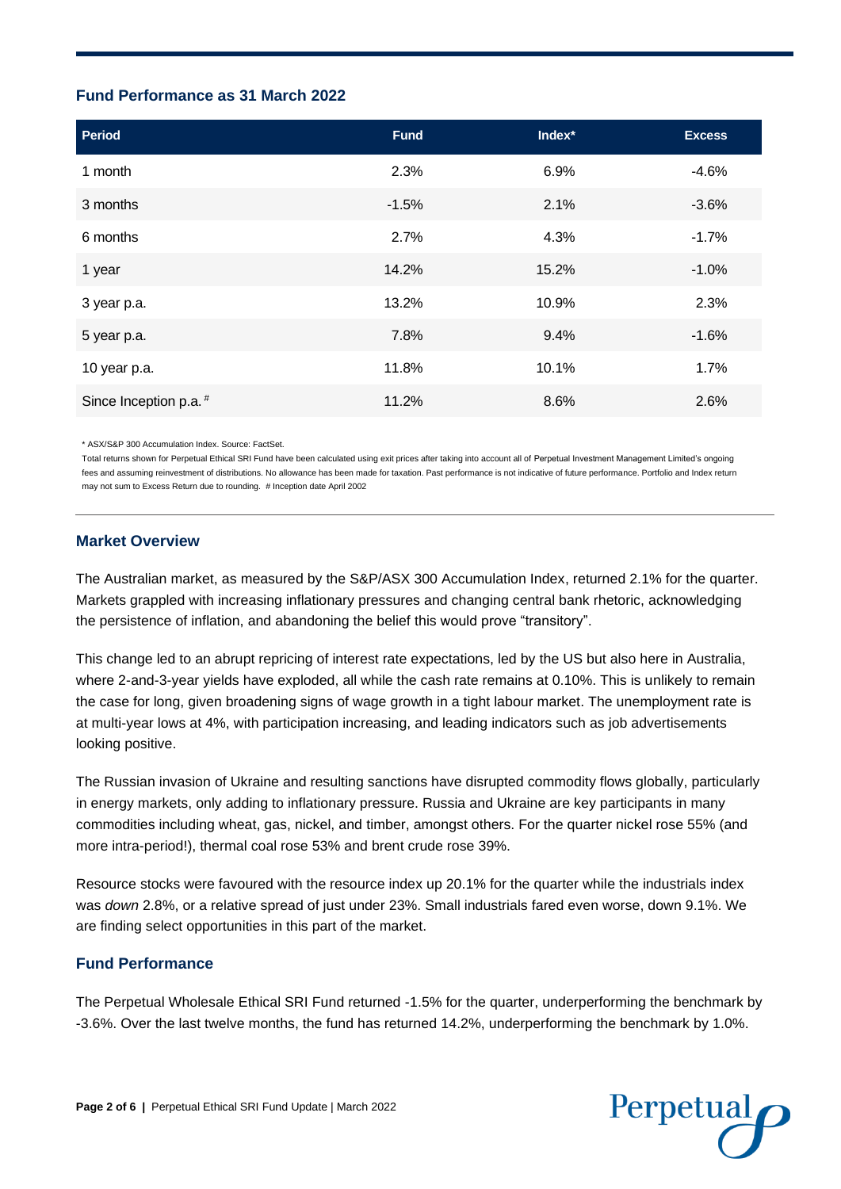## Fund Performance as 31 March 2022

| Period | Fund | Index* | Excess |
|---|---|---|---|
| 1 month | 2.3% | 6.9% | -4.6% |
| 3 months | -1.5% | 2.1% | -3.6% |
| 6 months | 2.7% | 4.3% | -1.7% |
| 1 year | 14.2% | 15.2% | -1.0% |
| 3 year p.a. | 13.2% | 10.9% | 2.3% |
| 5 year p.a. | 7.8% | 9.4% | -1.6% |
| 10 year p.a. | 11.8% | 10.1% | 1.7% |
| Since Inception p.a. # | 11.2% | 8.6% | 2.6% |

\* ASX/S&P 300 Accumulation Index. Source: FactSet.

Total returns shown for Perpetual Ethical SRI Fund have been calculated using exit prices after taking into account all of Perpetual Investment Management Limited's ongoing fees and assuming reinvestment of distributions. No allowance has been made for taxation. Past performance is not indicative of future performance. Portfolio and Index return may not sum to Excess Return due to rounding. # Inception date April 2002

## Market Overview

The Australian market, as measured by the S&P/ASX 300 Accumulation Index, returned 2.1% for the quarter. Markets grappled with increasing inflationary pressures and changing central bank rhetoric, acknowledging the persistence of inflation, and abandoning the belief this would prove "transitory".

This change led to an abrupt repricing of interest rate expectations, led by the US but also here in Australia, where 2-and-3-year yields have exploded, all while the cash rate remains at 0.10%. This is unlikely to remain the case for long, given broadening signs of wage growth in a tight labour market. The unemployment rate is at multi-year lows at 4%, with participation increasing, and leading indicators such as job advertisements looking positive.

The Russian invasion of Ukraine and resulting sanctions have disrupted commodity flows globally, particularly in energy markets, only adding to inflationary pressure. Russia and Ukraine are key participants in many commodities including wheat, gas, nickel, and timber, amongst others. For the quarter nickel rose 55% (and more intra-period!), thermal coal rose 53% and brent crude rose 39%.

Resource stocks were favoured with the resource index up 20.1% for the quarter while the industrials index was *down* 2.8%, or a relative spread of just under 23%. Small industrials fared even worse, down 9.1%. We are finding select opportunities in this part of the market.

## Fund Performance

The Perpetual Wholesale Ethical SRI Fund returned -1.5% for the quarter, underperforming the benchmark by -3.6%. Over the last twelve months, the fund has returned 14.2%, underperforming the benchmark by 1.0%.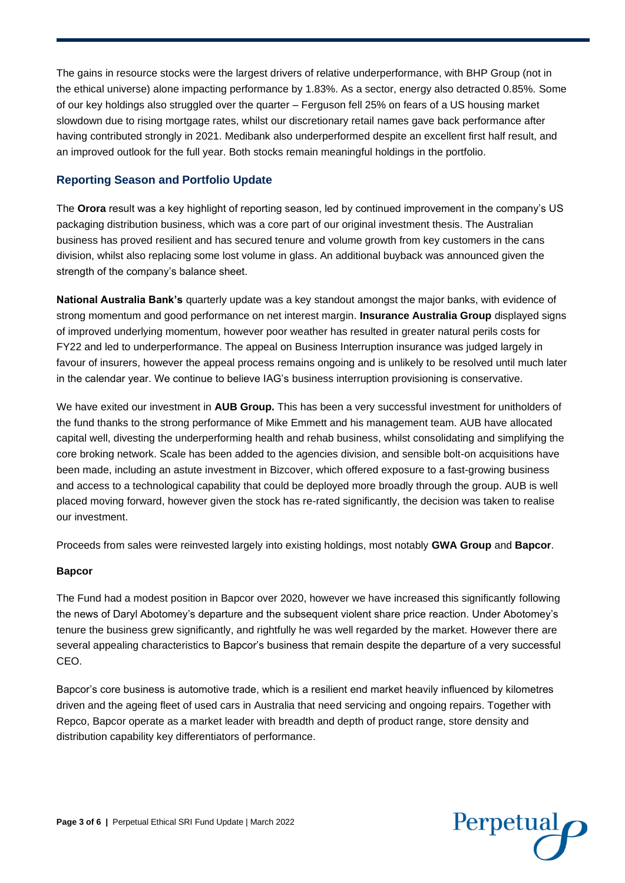The gains in resource stocks were the largest drivers of relative underperformance, with BHP Group (not in the ethical universe) alone impacting performance by 1.83%. As a sector, energy also detracted 0.85%. Some of our key holdings also struggled over the quarter – Ferguson fell 25% on fears of a US housing market slowdown due to rising mortgage rates, whilst our discretionary retail names gave back performance after having contributed strongly in 2021. Medibank also underperformed despite an excellent first half result, and an improved outlook for the full year. Both stocks remain meaningful holdings in the portfolio.

## Reporting Season and Portfolio Update

The **Orora** result was a key highlight of reporting season, led by continued improvement in the company's US packaging distribution business, which was a core part of our original investment thesis. The Australian business has proved resilient and has secured tenure and volume growth from key customers in the cans division, whilst also replacing some lost volume in glass. An additional buyback was announced given the strength of the company's balance sheet.

**National Australia Bank's** quarterly update was a key standout amongst the major banks, with evidence of strong momentum and good performance on net interest margin. **Insurance Australia Group** displayed signs of improved underlying momentum, however poor weather has resulted in greater natural perils costs for FY22 and led to underperformance. The appeal on Business Interruption insurance was judged largely in favour of insurers, however the appeal process remains ongoing and is unlikely to be resolved until much later in the calendar year. We continue to believe IAG's business interruption provisioning is conservative.

We have exited our investment in **AUB Group.** This has been a very successful investment for unitholders of the fund thanks to the strong performance of Mike Emmett and his management team. AUB have allocated capital well, divesting the underperforming health and rehab business, whilst consolidating and simplifying the core broking network. Scale has been added to the agencies division, and sensible bolt-on acquisitions have been made, including an astute investment in Bizcover, which offered exposure to a fast-growing business and access to a technological capability that could be deployed more broadly through the group. AUB is well placed moving forward, however given the stock has re-rated significantly, the decision was taken to realise our investment.

Proceeds from sales were reinvested largely into existing holdings, most notably **GWA Group** and **Bapcor**.

### Bapcor

The Fund had a modest position in Bapcor over 2020, however we have increased this significantly following the news of Daryl Abotomey's departure and the subsequent violent share price reaction. Under Abotomey's tenure the business grew significantly, and rightfully he was well regarded by the market. However there are several appealing characteristics to Bapcor's business that remain despite the departure of a very successful CEO.

Bapcor's core business is automotive trade, which is a resilient end market heavily influenced by kilometres driven and the ageing fleet of used cars in Australia that need servicing and ongoing repairs. Together with Repco, Bapcor operate as a market leader with breadth and depth of product range, store density and distribution capability key differentiators of performance.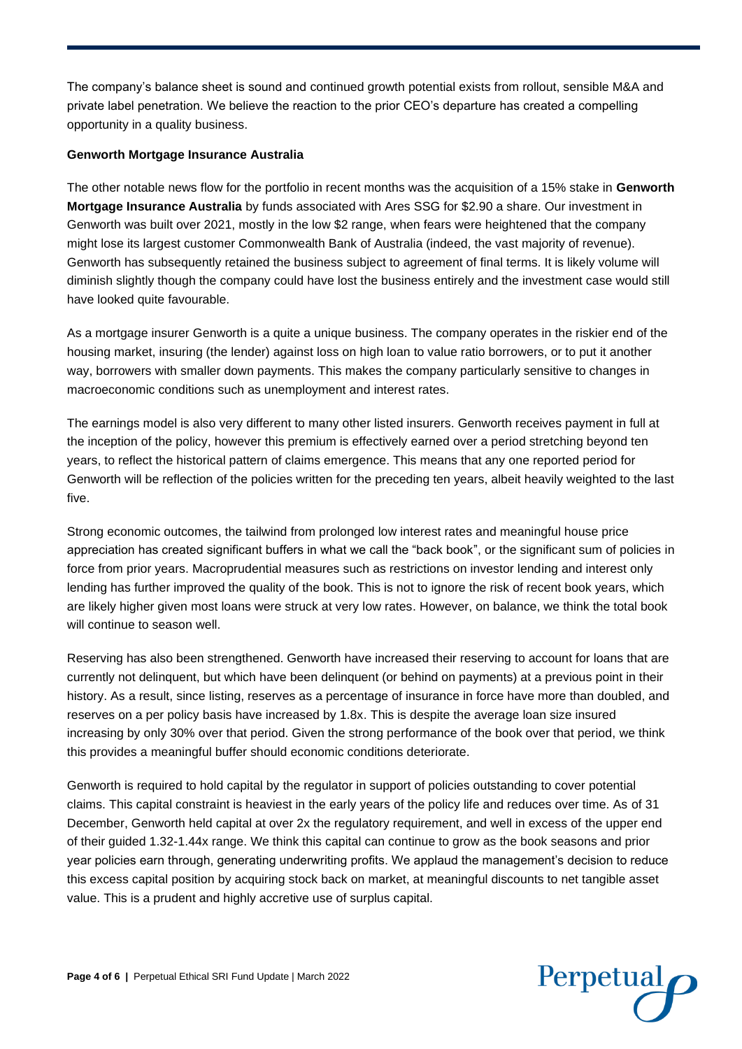The company's balance sheet is sound and continued growth potential exists from rollout, sensible M&A and private label penetration. We believe the reaction to the prior CEO's departure has created a compelling opportunity in a quality business.

**Genworth Mortgage Insurance Australia**

The other notable news flow for the portfolio in recent months was the acquisition of a 15% stake in **Genworth Mortgage Insurance Australia** by funds associated with Ares SSG for $2.90 a share. Our investment in Genworth was built over 2021, mostly in the low $2 range, when fears were heightened that the company might lose its largest customer Commonwealth Bank of Australia (indeed, the vast majority of revenue). Genworth has subsequently retained the business subject to agreement of final terms. It is likely volume will diminish slightly though the company could have lost the business entirely and the investment case would still have looked quite favourable.

As a mortgage insurer Genworth is a quite a unique business. The company operates in the riskier end of the housing market, insuring (the lender) against loss on high loan to value ratio borrowers, or to put it another way, borrowers with smaller down payments. This makes the company particularly sensitive to changes in macroeconomic conditions such as unemployment and interest rates.

The earnings model is also very different to many other listed insurers. Genworth receives payment in full at the inception of the policy, however this premium is effectively earned over a period stretching beyond ten years, to reflect the historical pattern of claims emergence. This means that any one reported period for Genworth will be reflection of the policies written for the preceding ten years, albeit heavily weighted to the last five.

Strong economic outcomes, the tailwind from prolonged low interest rates and meaningful house price appreciation has created significant buffers in what we call the "back book", or the significant sum of policies in force from prior years. Macroprudential measures such as restrictions on investor lending and interest only lending has further improved the quality of the book. This is not to ignore the risk of recent book years, which are likely higher given most loans were struck at very low rates. However, on balance, we think the total book will continue to season well.

Reserving has also been strengthened. Genworth have increased their reserving to account for loans that are currently not delinquent, but which have been delinquent (or behind on payments) at a previous point in their history. As a result, since listing, reserves as a percentage of insurance in force have more than doubled, and reserves on a per policy basis have increased by 1.8x. This is despite the average loan size insured increasing by only 30% over that period. Given the strong performance of the book over that period, we think this provides a meaningful buffer should economic conditions deteriorate.

Genworth is required to hold capital by the regulator in support of policies outstanding to cover potential claims. This capital constraint is heaviest in the early years of the policy life and reduces over time. As of 31 December, Genworth held capital at over 2x the regulatory requirement, and well in excess of the upper end of their guided 1.32-1.44x range. We think this capital can continue to grow as the book seasons and prior year policies earn through, generating underwriting profits. We applaud the management's decision to reduce this excess capital position by acquiring stock back on market, at meaningful discounts to net tangible asset value. This is a prudent and highly accretive use of surplus capital.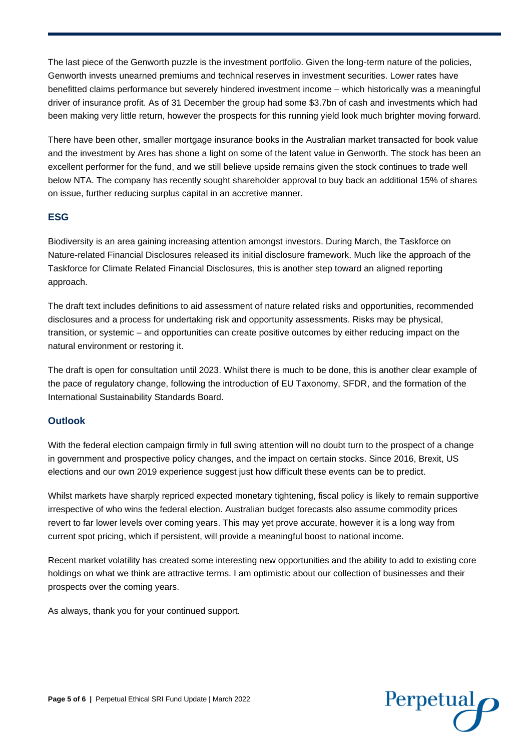The last piece of the Genworth puzzle is the investment portfolio. Given the long-term nature of the policies, Genworth invests unearned premiums and technical reserves in investment securities. Lower rates have benefitted claims performance but severely hindered investment income – which historically was a meaningful driver of insurance profit. As of 31 December the group had some $3.7bn of cash and investments which had been making very little return, however the prospects for this running yield look much brighter moving forward.

There have been other, smaller mortgage insurance books in the Australian market transacted for book value and the investment by Ares has shone a light on some of the latent value in Genworth. The stock has been an excellent performer for the fund, and we still believe upside remains given the stock continues to trade well below NTA. The company has recently sought shareholder approval to buy back an additional 15% of shares on issue, further reducing surplus capital in an accretive manner.

## ESG

Biodiversity is an area gaining increasing attention amongst investors. During March, the Taskforce on Nature-related Financial Disclosures released its initial disclosure framework. Much like the approach of the Taskforce for Climate Related Financial Disclosures, this is another step toward an aligned reporting approach.

The draft text includes definitions to aid assessment of nature related risks and opportunities, recommended disclosures and a process for undertaking risk and opportunity assessments. Risks may be physical, transition, or systemic – and opportunities can create positive outcomes by either reducing impact on the natural environment or restoring it.

The draft is open for consultation until 2023. Whilst there is much to be done, this is another clear example of the pace of regulatory change, following the introduction of EU Taxonomy, SFDR, and the formation of the International Sustainability Standards Board.

## Outlook

With the federal election campaign firmly in full swing attention will no doubt turn to the prospect of a change in government and prospective policy changes, and the impact on certain stocks. Since 2016, Brexit, US elections and our own 2019 experience suggest just how difficult these events can be to predict.

Whilst markets have sharply repriced expected monetary tightening, fiscal policy is likely to remain supportive irrespective of who wins the federal election. Australian budget forecasts also assume commodity prices revert to far lower levels over coming years. This may yet prove accurate, however it is a long way from current spot pricing, which if persistent, will provide a meaningful boost to national income.

Recent market volatility has created some interesting new opportunities and the ability to add to existing core holdings on what we think are attractive terms. I am optimistic about our collection of businesses and their prospects over the coming years.

As always, thank you for your continued support.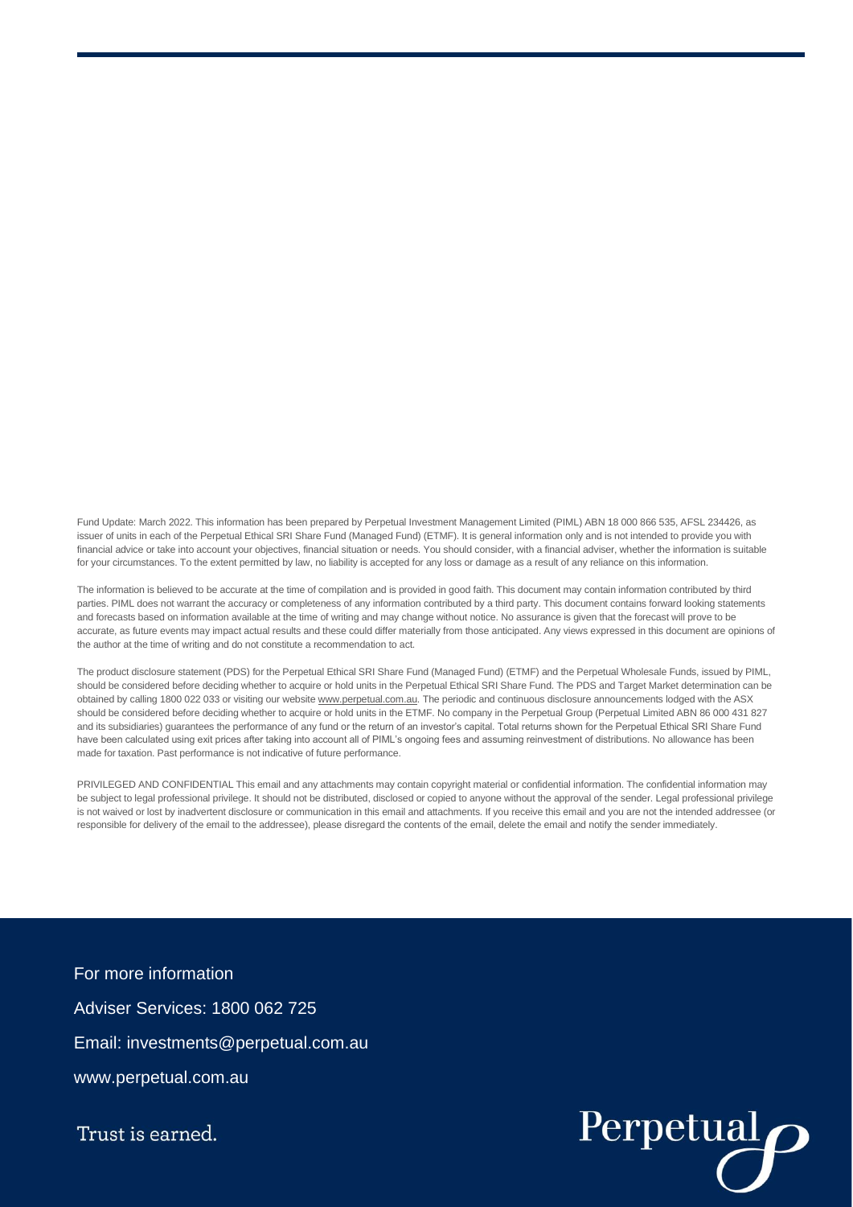Fund Update: March 2022. This information has been prepared by Perpetual Investment Management Limited (PIML) ABN 18 000 866 535, AFSL 234426, as issuer of units in each of the Perpetual Ethical SRI Share Fund (Managed Fund) (ETMF). It is general information only and is not intended to provide you with financial advice or take into account your objectives, financial situation or needs. You should consider, with a financial adviser, whether the information is suitable for your circumstances. To the extent permitted by law, no liability is accepted for any loss or damage as a result of any reliance on this information.

The information is believed to be accurate at the time of compilation and is provided in good faith. This document may contain information contributed by third parties. PIML does not warrant the accuracy or completeness of any information contributed by a third party. This document contains forward looking statements and forecasts based on information available at the time of writing and may change without notice. No assurance is given that the forecast will prove to be accurate, as future events may impact actual results and these could differ materially from those anticipated. Any views expressed in this document are opinions of the author at the time of writing and do not constitute a recommendation to act.

The product disclosure statement (PDS) for the Perpetual Ethical SRI Share Fund (Managed Fund) (ETMF) and the Perpetual Wholesale Funds, issued by PIML, should be considered before deciding whether to acquire or hold units in the Perpetual Ethical SRI Share Fund. The PDS and Target Market determination can be obtained by calling 1800 022 033 or visiting our website www.perpetual.com.au. The periodic and continuous disclosure announcements lodged with the ASX should be considered before deciding whether to acquire or hold units in the ETMF. No company in the Perpetual Group (Perpetual Limited ABN 86 000 431 827 and its subsidiaries) guarantees the performance of any fund or the return of an investor's capital. Total returns shown for the Perpetual Ethical SRI Share Fund have been calculated using exit prices after taking into account all of PIML's ongoing fees and assuming reinvestment of distributions. No allowance has been made for taxation. Past performance is not indicative of future performance.

PRIVILEGED AND CONFIDENTIAL This email and any attachments may contain copyright material or confidential information. The confidential information may be subject to legal professional privilege. It should not be distributed, disclosed or copied to anyone without the approval of the sender. Legal professional privilege is not waived or lost by inadvertent disclosure or communication in this email and attachments. If you receive this email and you are not the intended addressee (or responsible for delivery of the email to the addressee), please disregard the contents of the email, delete the email and notify the sender immediately.

For more information

Adviser Services: 1800 062 725

Email: investments@perpetual.com.au

www.perpetual.com.au

Trust is earned.

Perpetual